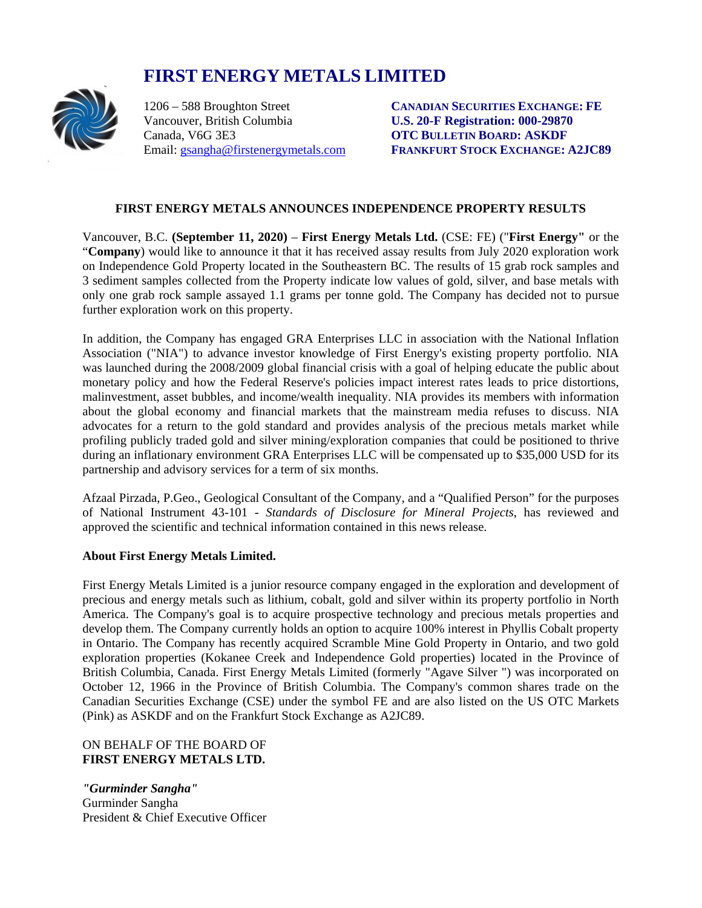# FIRST ENERGY METALS LIMITED

1206 – 588 Broughton Street
Vancouver, British Columbia
Canada, V6G 3E3
Email: gsangha@firstenergymetals.com

**CANADIAN SECURITIES EXCHANGE: FE**
**U.S. 20-F Registration: 000-29870**
**OTC BULLETIN BOARD: ASKDF**
**FRANKFURT STOCK EXCHANGE: A2JC89**

## FIRST ENERGY METALS ANNOUNCES INDEPENDENCE PROPERTY RESULTS

Vancouver, B.C. **(September 11, 2020)** – **First Energy Metals Ltd.** (CSE: FE) ("**First Energy"** or the "**Company**) would like to announce it that it has received assay results from July 2020 exploration work on Independence Gold Property located in the Southeastern BC. The results of 15 grab rock samples and 3 sediment samples collected from the Property indicate low values of gold, silver, and base metals with only one grab rock sample assayed 1.1 grams per tonne gold. The Company has decided not to pursue further exploration work on this property.

In addition, the Company has engaged GRA Enterprises LLC in association with the National Inflation Association ("NIA") to advance investor knowledge of First Energy's existing property portfolio. NIA was launched during the 2008/2009 global financial crisis with a goal of helping educate the public about monetary policy and how the Federal Reserve's policies impact interest rates leads to price distortions, malinvestment, asset bubbles, and income/wealth inequality. NIA provides its members with information about the global economy and financial markets that the mainstream media refuses to discuss. NIA advocates for a return to the gold standard and provides analysis of the precious metals market while profiling publicly traded gold and silver mining/exploration companies that could be positioned to thrive during an inflationary environment GRA Enterprises LLC will be compensated up to $35,000 USD for its partnership and advisory services for a term of six months.

Afzaal Pirzada, P.Geo., Geological Consultant of the Company, and a "Qualified Person" for the purposes of National Instrument 43-101 - *Standards of Disclosure for Mineral Projects*, has reviewed and approved the scientific and technical information contained in this news release.

**About First Energy Metals Limited.**

First Energy Metals Limited is a junior resource company engaged in the exploration and development of precious and energy metals such as lithium, cobalt, gold and silver within its property portfolio in North America. The Company's goal is to acquire prospective technology and precious metals properties and develop them. The Company currently holds an option to acquire 100% interest in Phyllis Cobalt property in Ontario. The Company has recently acquired Scramble Mine Gold Property in Ontario, and two gold exploration properties (Kokanee Creek and Independence Gold properties) located in the Province of British Columbia, Canada. First Energy Metals Limited (formerly "Agave Silver ") was incorporated on October 12, 1966 in the Province of British Columbia. The Company's common shares trade on the Canadian Securities Exchange (CSE) under the symbol FE and are also listed on the US OTC Markets (Pink) as ASKDF and on the Frankfurt Stock Exchange as A2JC89.

ON BEHALF OF THE BOARD OF
**FIRST ENERGY METALS LTD.**

***"Gurminder Sangha"***
Gurminder Sangha
President & Chief Executive Officer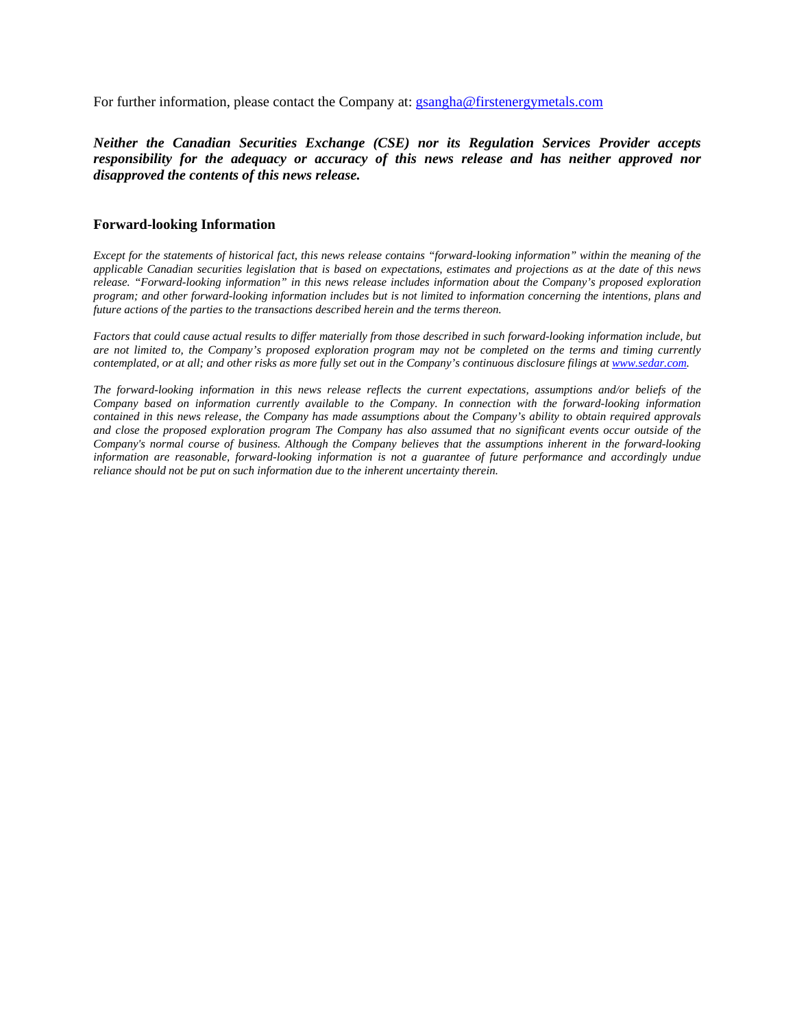For further information, please contact the Company at: gsangha@firstenergymetals.com

***Neither the Canadian Securities Exchange (CSE) nor its Regulation Services Provider accepts responsibility for the adequacy or accuracy of this news release and has neither approved nor disapproved the contents of this news release.***

## Forward-looking Information

*Except for the statements of historical fact, this news release contains "forward-looking information" within the meaning of the applicable Canadian securities legislation that is based on expectations, estimates and projections as at the date of this news release. "Forward-looking information" in this news release includes information about the Company's proposed exploration program; and other forward-looking information includes but is not limited to information concerning the intentions, plans and future actions of the parties to the transactions described herein and the terms thereon.*

*Factors that could cause actual results to differ materially from those described in such forward-looking information include, but are not limited to, the Company's proposed exploration program may not be completed on the terms and timing currently contemplated, or at all; and other risks as more fully set out in the Company's continuous disclosure filings at www.sedar.com.*

*The forward-looking information in this news release reflects the current expectations, assumptions and/or beliefs of the Company based on information currently available to the Company. In connection with the forward-looking information contained in this news release, the Company has made assumptions about the Company's ability to obtain required approvals and close the proposed exploration program The Company has also assumed that no significant events occur outside of the Company's normal course of business. Although the Company believes that the assumptions inherent in the forward-looking information are reasonable, forward-looking information is not a guarantee of future performance and accordingly undue reliance should not be put on such information due to the inherent uncertainty therein.*